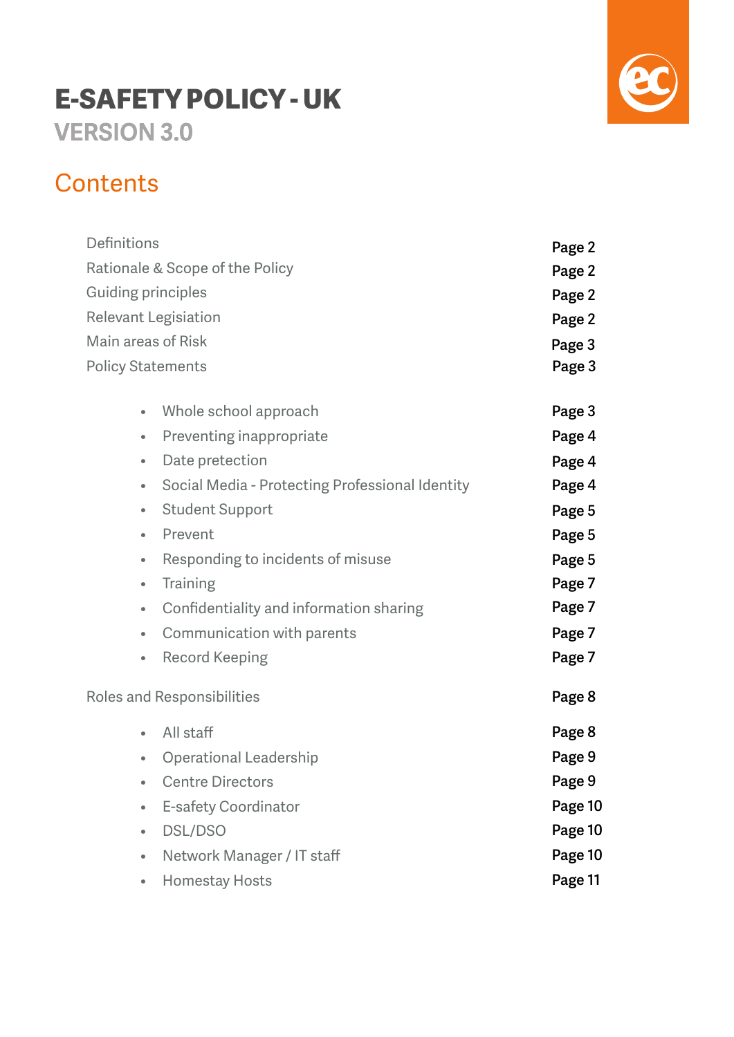# E-SAFETY POLICY - UK

## VERSION 3.0

## Contents

| | |
|---|---|
| Definitions | **Page 2** |
| Rationale & Scope of the Policy | **Page 2** |
| Guiding principles | **Page 2** |
| Relevant Legisiation | **Page 2** |
| Main areas of Risk | **Page 3** |
| Policy Statements | **Page 3** |
| • Whole school approach | **Page 3** |
| • Preventing inappropriate | **Page 4** |
| • Date pretection | **Page 4** |
| • Social Media - Protecting Professional Identity | **Page 4** |
| • Student Support | **Page 5** |
| • Prevent | **Page 5** |
| • Responding to incidents of misuse | **Page 5** |
| • Training | **Page 7** |
| • Confidentiality and information sharing | **Page 7** |
| • Communication with parents | **Page 7** |
| • Record Keeping | **Page 7** |
| Roles and Responsibilities | **Page 8** |
| • All staff | **Page 8** |
| • Operational Leadership | **Page 9** |
| • Centre Directors | **Page 9** |
| • E-safety Coordinator | **Page 10** |
| • DSL/DSO | **Page 10** |
| • Network Manager / IT staff | **Page 10** |
| • Homestay Hosts | **Page 11** |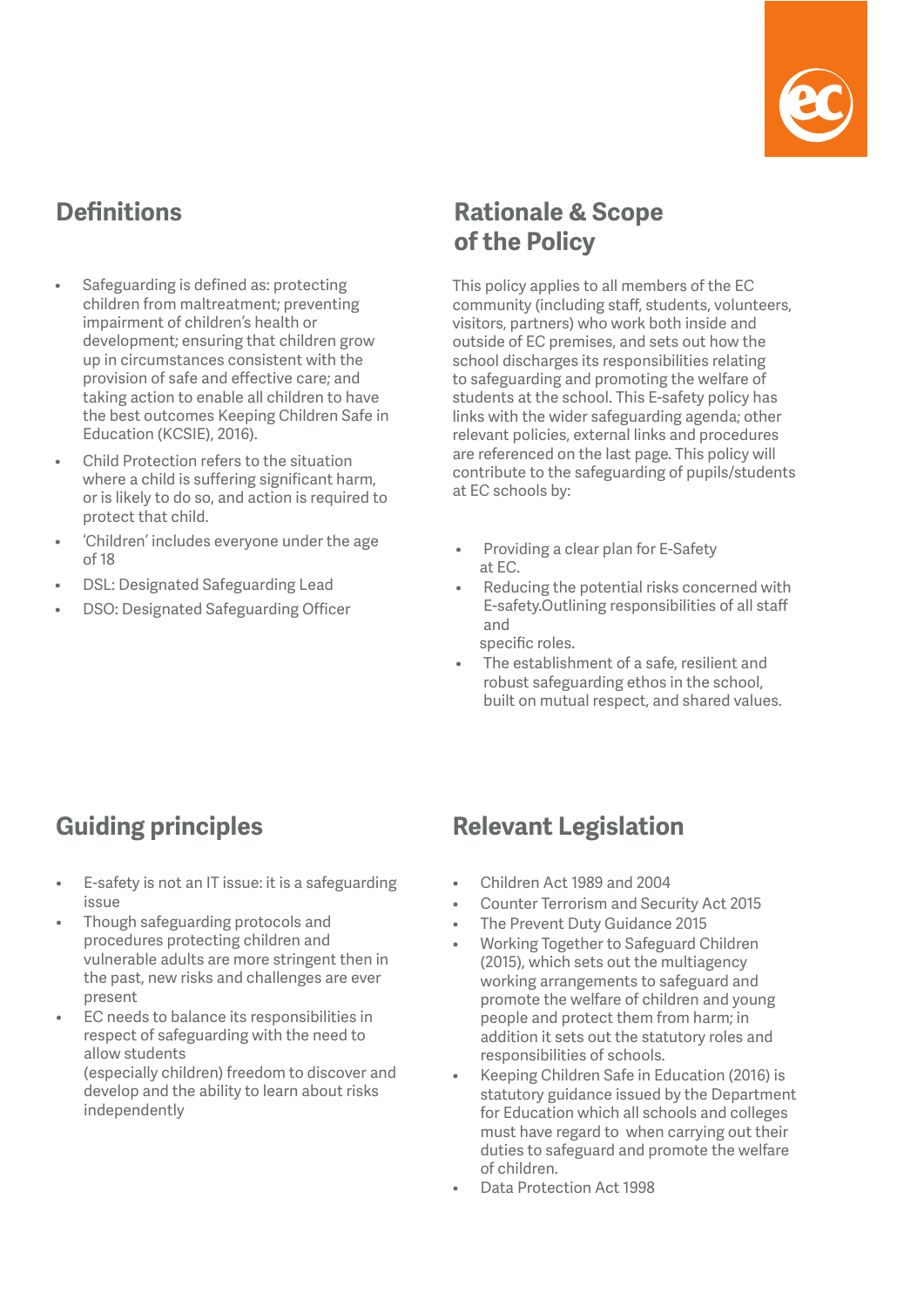## Definitions

- Safeguarding is defined as: protecting children from maltreatment; preventing impairment of children's health or development; ensuring that children grow up in circumstances consistent with the provision of safe and effective care; and taking action to enable all children to have the best outcomes Keeping Children Safe in Education (KCSIE), 2016).
- Child Protection refers to the situation where a child is suffering significant harm, or is likely to do so, and action is required to protect that child.
- 'Children' includes everyone under the age of 18
- DSL: Designated Safeguarding Lead
- DSO: Designated Safeguarding Officer

## Rationale & Scope of the Policy

This policy applies to all members of the EC community (including staff, students, volunteers, visitors, partners) who work both inside and outside of EC premises, and sets out how the school discharges its responsibilities relating to safeguarding and promoting the welfare of students at the school. This E-safety policy has links with the wider safeguarding agenda; other relevant policies, external links and procedures are referenced on the last page. This policy will contribute to the safeguarding of pupils/students at EC schools by:

- Providing a clear plan for E-Safety at EC.
- Reducing the potential risks concerned with E-safety.Outlining responsibilities of all staff and specific roles.
- The establishment of a safe, resilient and robust safeguarding ethos in the school, built on mutual respect, and shared values.

## Guiding principles

- E-safety is not an IT issue: it is a safeguarding issue
- Though safeguarding protocols and procedures protecting children and vulnerable adults are more stringent then in the past, new risks and challenges are ever present
- EC needs to balance its responsibilities in respect of safeguarding with the need to allow students (especially children) freedom to discover and develop and the ability to learn about risks independently

## Relevant Legislation

- Children Act 1989 and 2004
- Counter Terrorism and Security Act 2015
- The Prevent Duty Guidance 2015
- Working Together to Safeguard Children (2015), which sets out the multiagency working arrangements to safeguard and promote the welfare of children and young people and protect them from harm; in addition it sets out the statutory roles and responsibilities of schools.
- Keeping Children Safe in Education (2016) is statutory guidance issued by the Department for Education which all schools and colleges must have regard to when carrying out their duties to safeguard and promote the welfare of children.
- Data Protection Act 1998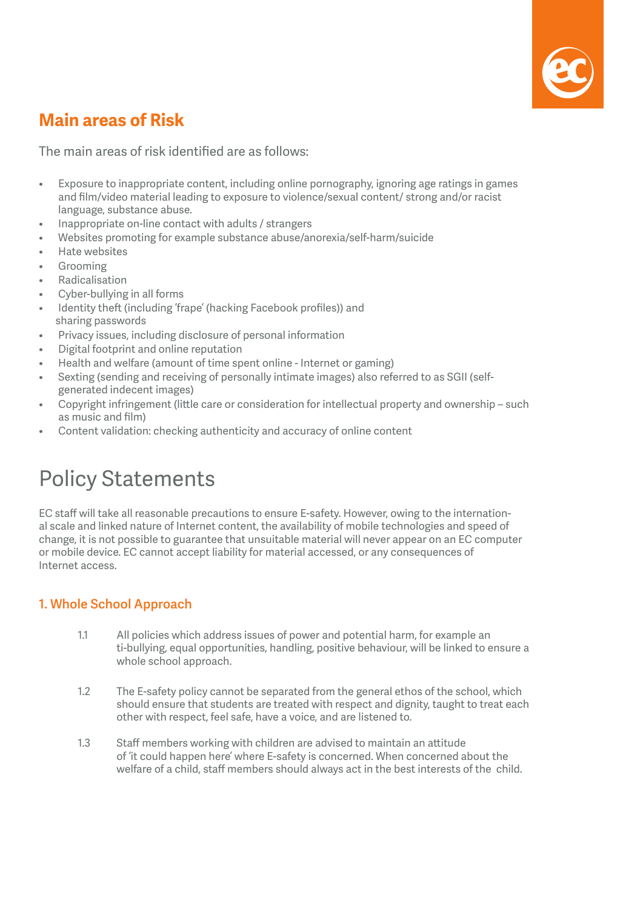## Main areas of Risk

The main areas of risk identified are as follows:

- Exposure to inappropriate content, including online pornography, ignoring age ratings in games and film/video material leading to exposure to violence/sexual content/ strong and/or racist language, substance abuse.
- Inappropriate on-line contact with adults / strangers
- Websites promoting for example substance abuse/anorexia/self-harm/suicide
- Hate websites
- Grooming
- Radicalisation
- Cyber-bullying in all forms
- Identity theft (including 'frape' (hacking Facebook profiles)) and sharing passwords
- Privacy issues, including disclosure of personal information
- Digital footprint and online reputation
- Health and welfare (amount of time spent online - Internet or gaming)
- Sexting (sending and receiving of personally intimate images) also referred to as SGII (self-generated indecent images)
- Copyright infringement (little care or consideration for intellectual property and ownership – such as music and film)
- Content validation: checking authenticity and accuracy of online content

# Policy Statements

EC staff will take all reasonable precautions to ensure E-safety. However, owing to the international scale and linked nature of Internet content, the availability of mobile technologies and speed of change, it is not possible to guarantee that unsuitable material will never appear on an EC computer or mobile device. EC cannot accept liability for material accessed, or any consequences of Internet access.

### 1. Whole School Approach

1.1 All policies which address issues of power and potential harm, for example anti-bullying, equal opportunities, handling, positive behaviour, will be linked to ensure a whole school approach.

1.2 The E-safety policy cannot be separated from the general ethos of the school, which should ensure that students are treated with respect and dignity, taught to treat each other with respect, feel safe, have a voice, and are listened to.

1.3 Staff members working with children are advised to maintain an attitude of 'it could happen here' where E-safety is concerned. When concerned about the welfare of a child, staff members should always act in the best interests of the child.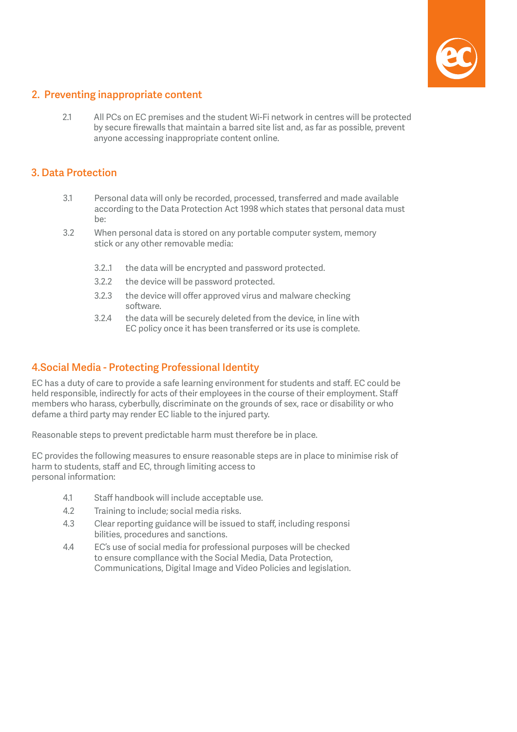## 2. Preventing inappropriate content

2.1 All PCs on EC premises and the student Wi-Fi network in centres will be protected by secure firewalls that maintain a barred site list and, as far as possible, prevent anyone accessing inappropriate content online.

## 3. Data Protection

3.1 Personal data will only be recorded, processed, transferred and made available according to the Data Protection Act 1998 which states that personal data must be:

3.2 When personal data is stored on any portable computer system, memory stick or any other removable media:

- 3.2..1 the data will be encrypted and password protected.
- 3.2.2 the device will be password protected.
- 3.2.3 the device will offer approved virus and malware checking software.
- 3.2.4 the data will be securely deleted from the device, in line with EC policy once it has been transferred or its use is complete.

## 4.Social Media - Protecting Professional Identity

EC has a duty of care to provide a safe learning environment for students and staff. EC could be held responsible, indirectly for acts of their employees in the course of their employment. Staff members who harass, cyberbully, discriminate on the grounds of sex, race or disability or who defame a third party may render EC liable to the injured party.

Reasonable steps to prevent predictable harm must therefore be in place.

EC provides the following measures to ensure reasonable steps are in place to minimise risk of harm to students, staff and EC, through limiting access to personal information:

4.1 Staff handbook will include acceptable use.

4.2 Training to include; social media risks.

4.3 Clear reporting guidance will be issued to staff, including responsi bilities, procedures and sanctions.

4.4 EC's use of social media for professional purposes will be checked to ensure compllance with the Social Media, Data Protection, Communications, Digital Image and Video Policies and legislation.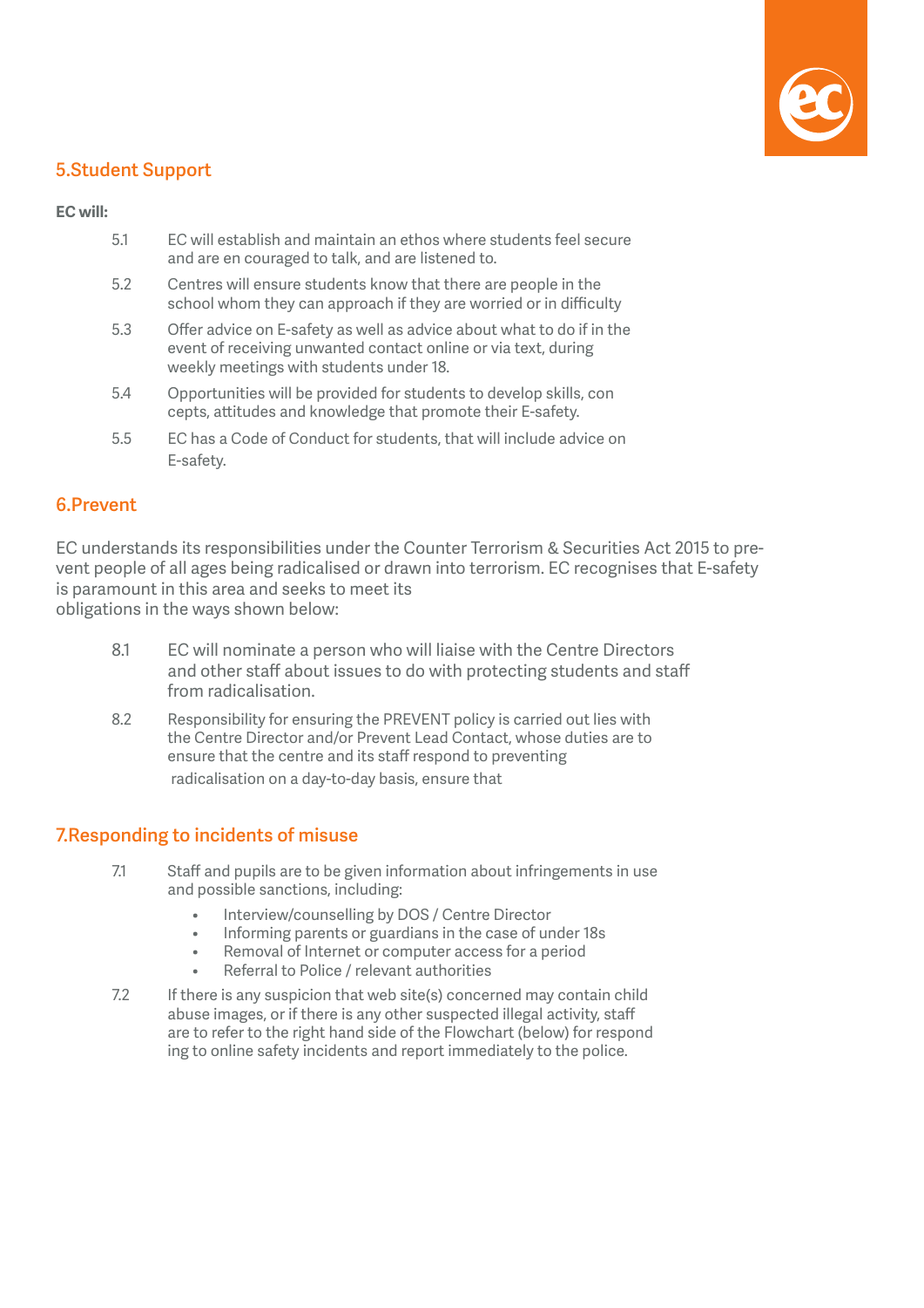## 5.Student Support

**EC will:**

5.1 EC will establish and maintain an ethos where students feel secure and are en couraged to talk, and are listened to.

5.2 Centres will ensure students know that there are people in the school whom they can approach if they are worried or in difficulty

5.3 Offer advice on E-safety as well as advice about what to do if in the event of receiving unwanted contact online or via text, during weekly meetings with students under 18.

5.4 Opportunities will be provided for students to develop skills, con cepts, attitudes and knowledge that promote their E-safety.

5.5 EC has a Code of Conduct for students, that will include advice on E-safety.

## 6.Prevent

EC understands its responsibilities under the Counter Terrorism & Securities Act 2015 to prevent people of all ages being radicalised or drawn into terrorism. EC recognises that E-safety is paramount in this area and seeks to meet its obligations in the ways shown below:

8.1 EC will nominate a person who will liaise with the Centre Directors and other staff about issues to do with protecting students and staff from radicalisation.

8.2 Responsibility for ensuring the PREVENT policy is carried out lies with the Centre Director and/or Prevent Lead Contact, whose duties are to ensure that the centre and its staff respond to preventing radicalisation on a day-to-day basis, ensure that

## 7.Responding to incidents of misuse

7.1 Staff and pupils are to be given information about infringements in use and possible sanctions, including:

- Interview/counselling by DOS / Centre Director
- Informing parents or guardians in the case of under 18s
- Removal of Internet or computer access for a period
- Referral to Police / relevant authorities

7.2 If there is any suspicion that web site(s) concerned may contain child abuse images, or if there is any other suspected illegal activity, staff are to refer to the right hand side of the Flowchart (below) for respond ing to online safety incidents and report immediately to the police.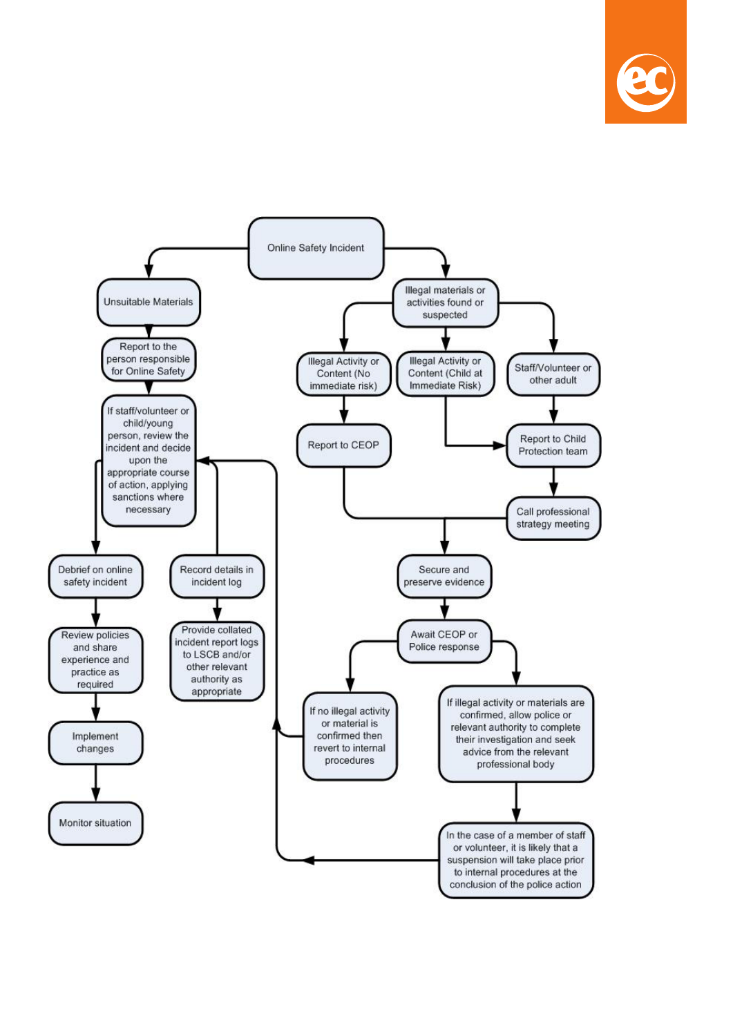Online Safety Incident

- Unsuitable Materials
  - Report to the person responsible for Online Safety
  - If staff/volunteer or child/young person, review the incident and decide upon the appropriate course of action, applying sanctions where necessary
    - Debrief on online safety incident
      - Review policies and share experience and practice as required
      - Implement changes
      - Monitor situation
    - Record details in incident log
      - Provide collated incident report logs to LSCB and/or other relevant authority as appropriate

- Illegal materials or activities found or suspected
  - Illegal Activity or Content (No immediate risk)
    - Report to CEOP
  - Illegal Activity or Content (Child at Immediate Risk)
    - Report to Child Protection team
  - Staff/Volunteer or other adult
    - Report to Child Protection team
    - Call professional strategy meeting
  - Secure and preserve evidence
  - Await CEOP or Police response
    - If no illegal activity or material is confirmed then revert to internal procedures
    - If illegal activity or materials are confirmed, allow police or relevant authority to complete their investigation and seek advice from the relevant professional body
      - In the case of a member of staff or volunteer, it is likely that a suspension will take place prior to internal procedures at the conclusion of the police action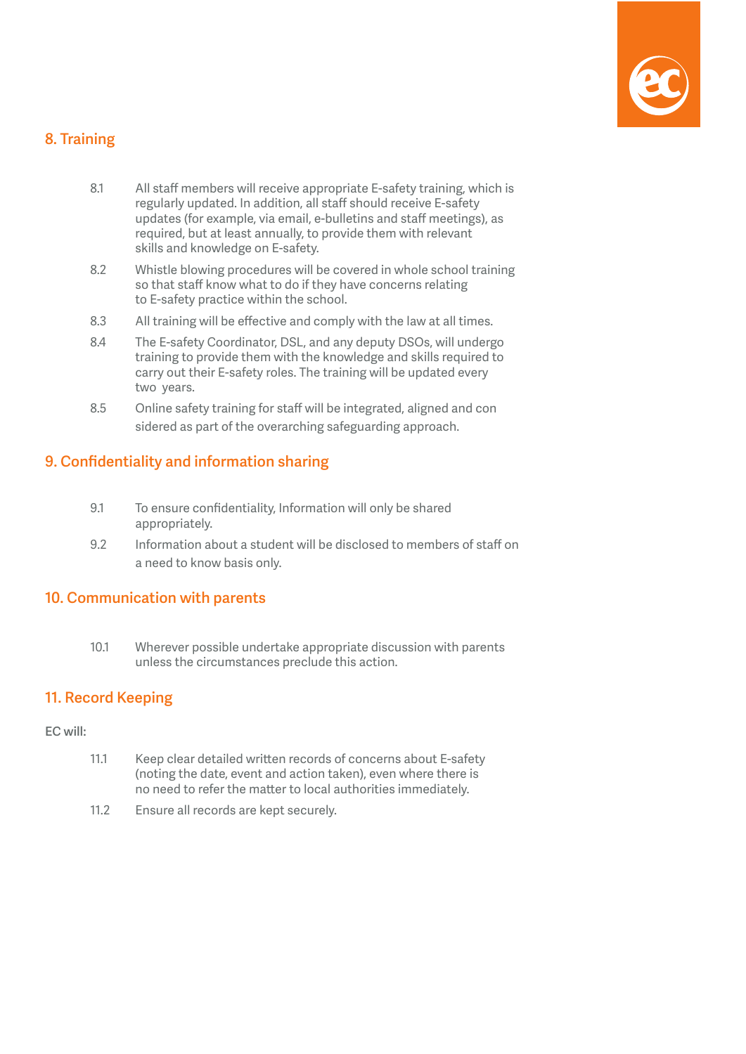## 8. Training

8.1 All staff members will receive appropriate E-safety training, which is regularly updated. In addition, all staff should receive E-safety updates (for example, via email, e-bulletins and staff meetings), as required, but at least annually, to provide them with relevant skills and knowledge on E-safety.

8.2 Whistle blowing procedures will be covered in whole school training so that staff know what to do if they have concerns relating to E-safety practice within the school.

8.3 All training will be effective and comply with the law at all times.

8.4 The E-safety Coordinator, DSL, and any deputy DSOs, will undergo training to provide them with the knowledge and skills required to carry out their E-safety roles. The training will be updated every two years.

8.5 Online safety training for staff will be integrated, aligned and con sidered as part of the overarching safeguarding approach.

## 9. Confidentiality and information sharing

9.1 To ensure confidentiality, Information will only be shared appropriately.

9.2 Information about a student will be disclosed to members of staff on a need to know basis only.

## 10. Communication with parents

10.1 Wherever possible undertake appropriate discussion with parents unless the circumstances preclude this action.

## 11. Record Keeping

EC will:

11.1 Keep clear detailed written records of concerns about E-safety (noting the date, event and action taken), even where there is no need to refer the matter to local authorities immediately.

11.2 Ensure all records are kept securely.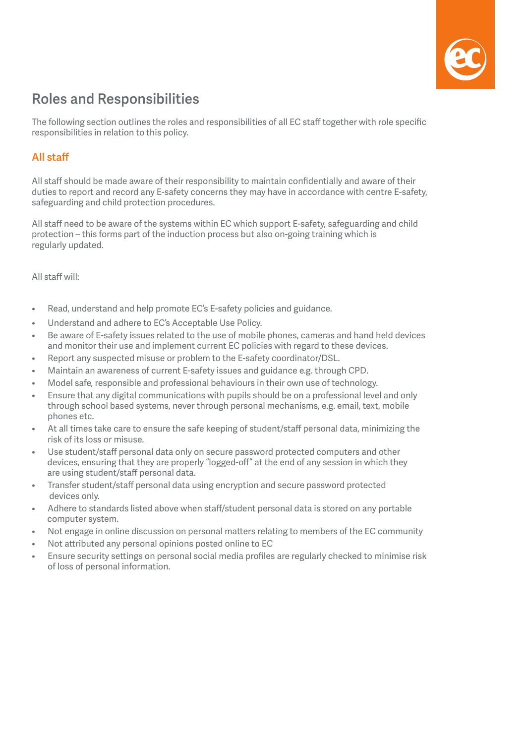## Roles and Responsibilities

The following section outlines the roles and responsibilities of all EC staff together with role specific responsibilities in relation to this policy.

### All staff

All staff should be made aware of their responsibility to maintain confidentially and aware of their duties to report and record any E-safety concerns they may have in accordance with centre E-safety, safeguarding and child protection procedures.

All staff need to be aware of the systems within EC which support E-safety, safeguarding and child protection – this forms part of the induction process but also on-going training which is regularly updated.

All staff will:

- Read, understand and help promote EC's E-safety policies and guidance.
- Understand and adhere to EC's Acceptable Use Policy.
- Be aware of E-safety issues related to the use of mobile phones, cameras and hand held devices and monitor their use and implement current EC policies with regard to these devices.
- Report any suspected misuse or problem to the E-safety coordinator/DSL.
- Maintain an awareness of current E-safety issues and guidance e.g. through CPD.
- Model safe, responsible and professional behaviours in their own use of technology.
- Ensure that any digital communications with pupils should be on a professional level and only through school based systems, never through personal mechanisms, e.g. email, text, mobile phones etc.
- At all times take care to ensure the safe keeping of student/staff personal data, minimizing the risk of its loss or misuse.
- Use student/staff personal data only on secure password protected computers and other devices, ensuring that they are properly "logged-off" at the end of any session in which they are using student/staff personal data.
- Transfer student/staff personal data using encryption and secure password protected devices only.
- Adhere to standards listed above when staff/student personal data is stored on any portable computer system.
- Not engage in online discussion on personal matters relating to members of the EC community
- Not attributed any personal opinions posted online to EC
- Ensure security settings on personal social media profiles are regularly checked to minimise risk of loss of personal information.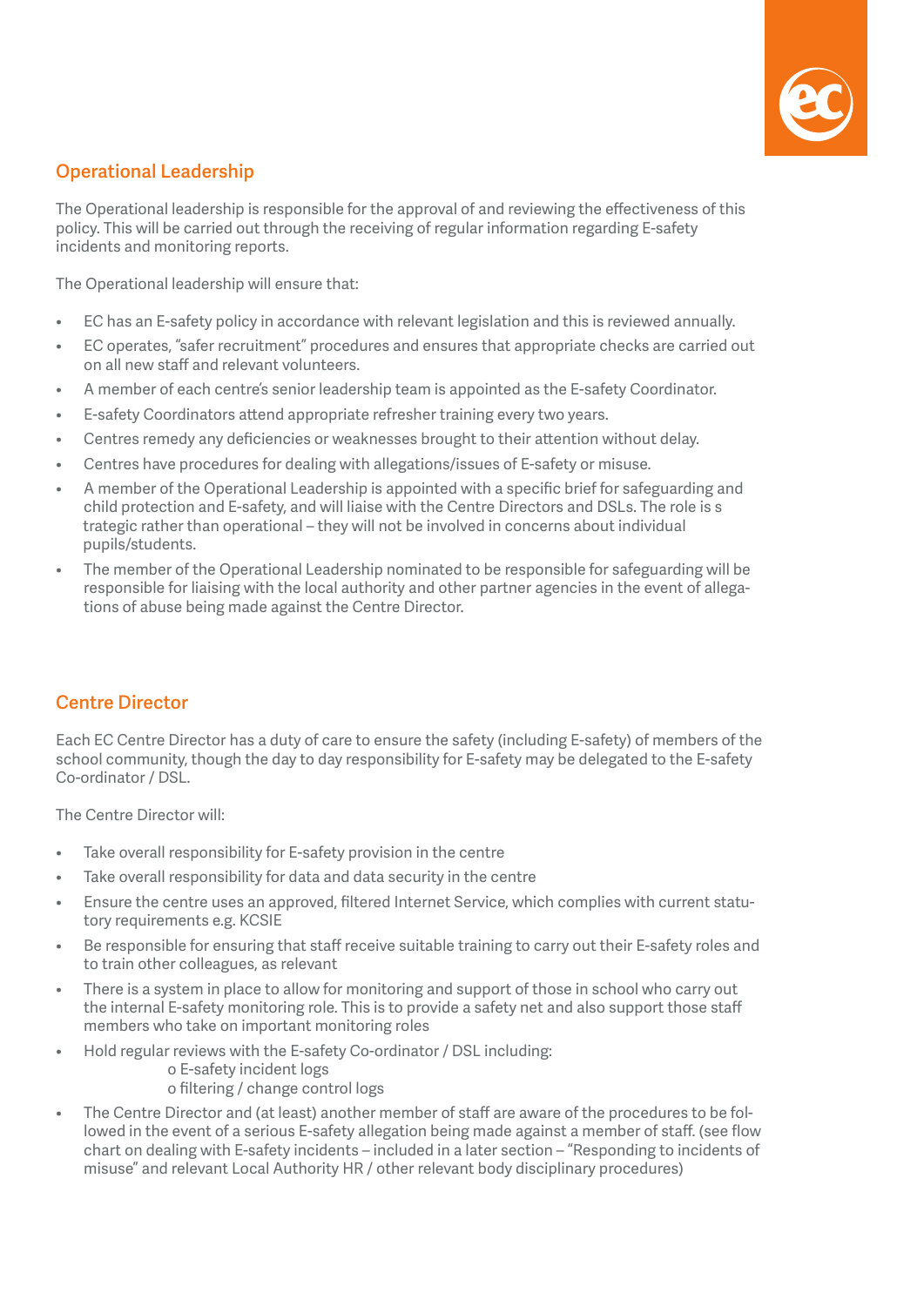## Operational Leadership

The Operational leadership is responsible for the approval of and reviewing the effectiveness of this policy. This will be carried out through the receiving of regular information regarding E-safety incidents and monitoring reports.

The Operational leadership will ensure that:

- EC has an E-safety policy in accordance with relevant legislation and this is reviewed annually.
- EC operates, "safer recruitment" procedures and ensures that appropriate checks are carried out on all new staff and relevant volunteers.
- A member of each centre's senior leadership team is appointed as the E-safety Coordinator.
- E-safety Coordinators attend appropriate refresher training every two years.
- Centres remedy any deficiencies or weaknesses brought to their attention without delay.
- Centres have procedures for dealing with allegations/issues of E-safety or misuse.
- A member of the Operational Leadership is appointed with a specific brief for safeguarding and child protection and E-safety, and will liaise with the Centre Directors and DSLs. The role is s trategic rather than operational – they will not be involved in concerns about individual pupils/students.
- The member of the Operational Leadership nominated to be responsible for safeguarding will be responsible for liaising with the local authority and other partner agencies in the event of allegations of abuse being made against the Centre Director.

## Centre Director

Each EC Centre Director has a duty of care to ensure the safety (including E-safety) of members of the school community, though the day to day responsibility for E-safety may be delegated to the E-safety Co-ordinator / DSL.

The Centre Director will:

- Take overall responsibility for E-safety provision in the centre
- Take overall responsibility for data and data security in the centre
- Ensure the centre uses an approved, filtered Internet Service, which complies with current statutory requirements e.g. KCSIE
- Be responsible for ensuring that staff receive suitable training to carry out their E-safety roles and to train other colleagues, as relevant
- There is a system in place to allow for monitoring and support of those in school who carry out the internal E-safety monitoring role. This is to provide a safety net and also support those staff members who take on important monitoring roles
- Hold regular reviews with the E-safety Co-ordinator / DSL including:
  - o E-safety incident logs
  - o filtering / change control logs
- The Centre Director and (at least) another member of staff are aware of the procedures to be followed in the event of a serious E-safety allegation being made against a member of staff. (see flow chart on dealing with E-safety incidents – included in a later section – "Responding to incidents of misuse" and relevant Local Authority HR / other relevant body disciplinary procedures)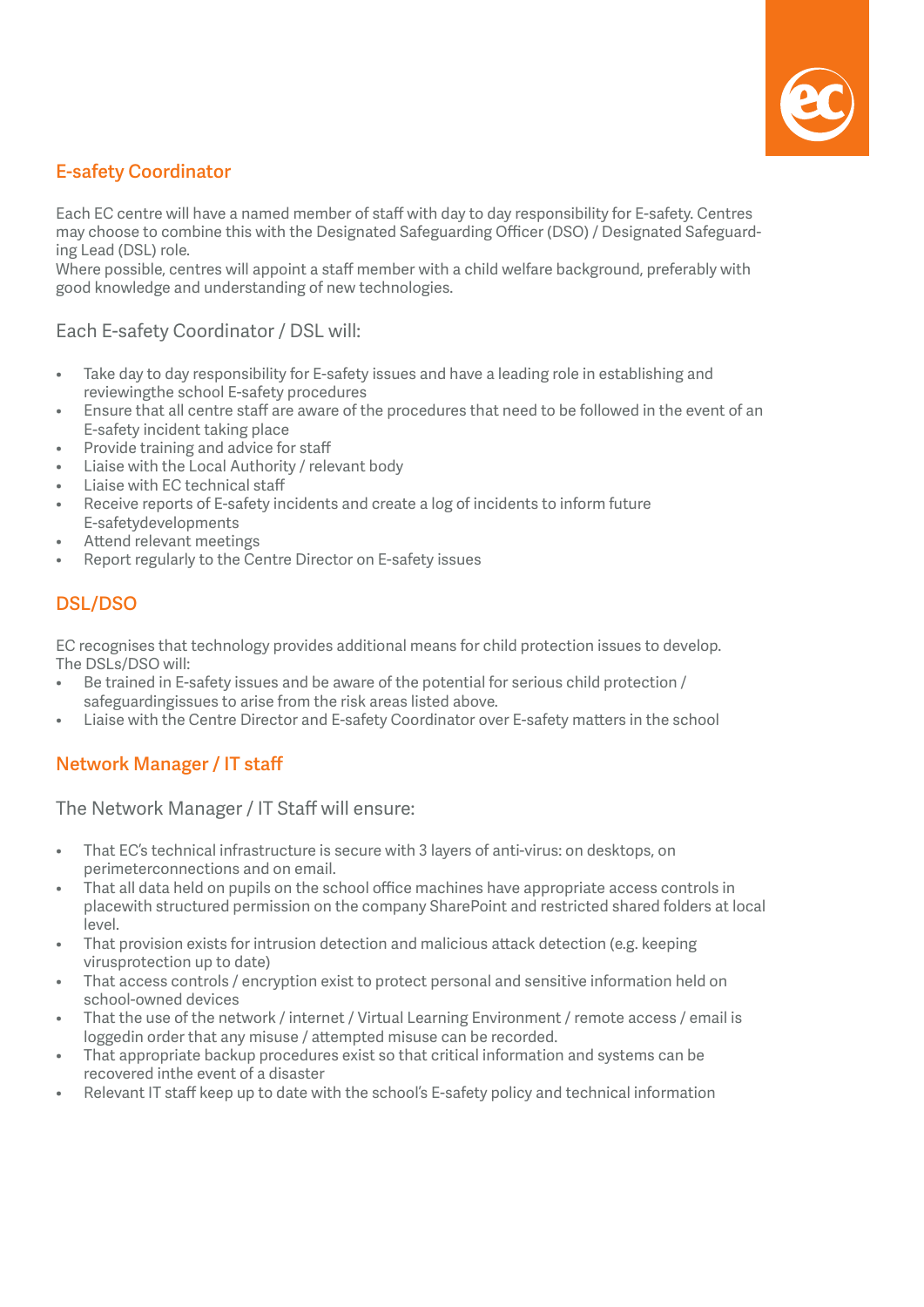## E-safety Coordinator

Each EC centre will have a named member of staff with day to day responsibility for E-safety. Centres may choose to combine this with the Designated Safeguarding Officer (DSO) / Designated Safeguarding Lead (DSL) role.
Where possible, centres will appoint a staff member with a child welfare background, preferably with good knowledge and understanding of new technologies.

### Each E-safety Coordinator / DSL will:

- Take day to day responsibility for E-safety issues and have a leading role in establishing and reviewingthe school E-safety procedures
- Ensure that all centre staff are aware of the procedures that need to be followed in the event of an E-safety incident taking place
- Provide training and advice for staff
- Liaise with the Local Authority / relevant body
- Liaise with EC technical staff
- Receive reports of E-safety incidents and create a log of incidents to inform future E-safetydevelopments
- Attend relevant meetings
- Report regularly to the Centre Director on E-safety issues

## DSL/DSO

EC recognises that technology provides additional means for child protection issues to develop.
The DSLs/DSO will:

- Be trained in E-safety issues and be aware of the potential for serious child protection / safeguardingissues to arise from the risk areas listed above.
- Liaise with the Centre Director and E-safety Coordinator over E-safety matters in the school

## Network Manager / IT staff

### The Network Manager / IT Staff will ensure:

- That EC's technical infrastructure is secure with 3 layers of anti-virus: on desktops, on perimeterconnections and on email.
- That all data held on pupils on the school office machines have appropriate access controls in placewith structured permission on the company SharePoint and restricted shared folders at local level.
- That provision exists for intrusion detection and malicious attack detection (e.g. keeping virusprotection up to date)
- That access controls / encryption exist to protect personal and sensitive information held on school-owned devices
- That the use of the network / internet / Virtual Learning Environment / remote access / email is loggedin order that any misuse / attempted misuse can be recorded.
- That appropriate backup procedures exist so that critical information and systems can be recovered inthe event of a disaster
- Relevant IT staff keep up to date with the school's E-safety policy and technical information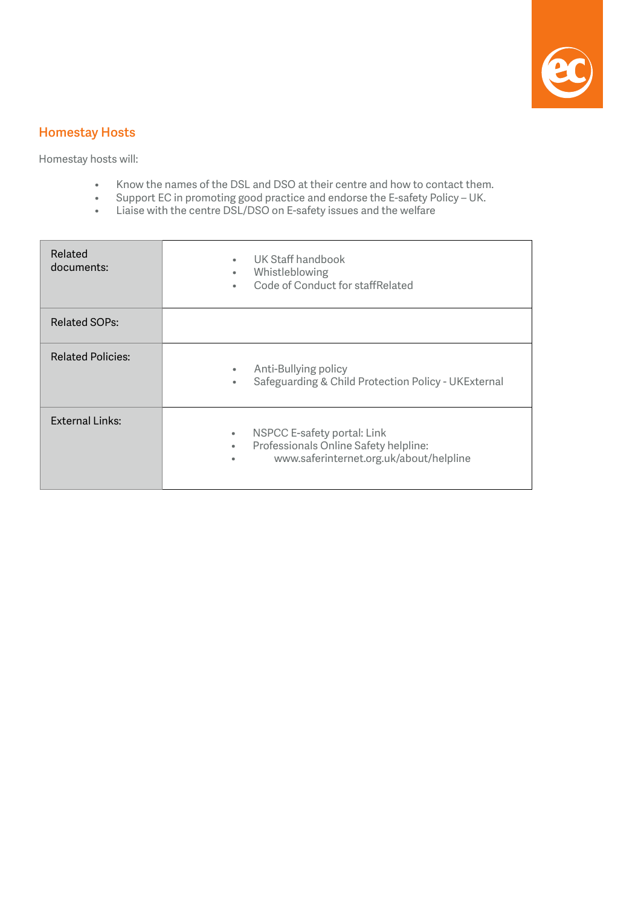## Homestay Hosts

Homestay hosts will:

- Know the names of the DSL and DSO at their centre and how to contact them.
- Support EC in promoting good practice and endorse the E-safety Policy – UK.
- Liaise with the centre DSL/DSO on E-safety issues and the welfare

| | |
|---|---|
| Related documents: | • UK Staff handbook<br>• Whistleblowing<br>• Code of Conduct for staffRelated |
| Related SOPs: | |
| Related Policies: | • Anti-Bullying policy<br>• Safeguarding & Child Protection Policy - UKExternal |
| External Links: | • NSPCC E-safety portal: Link<br>• Professionals Online Safety helpline:<br>• www.saferinternet.org.uk/about/helpline |